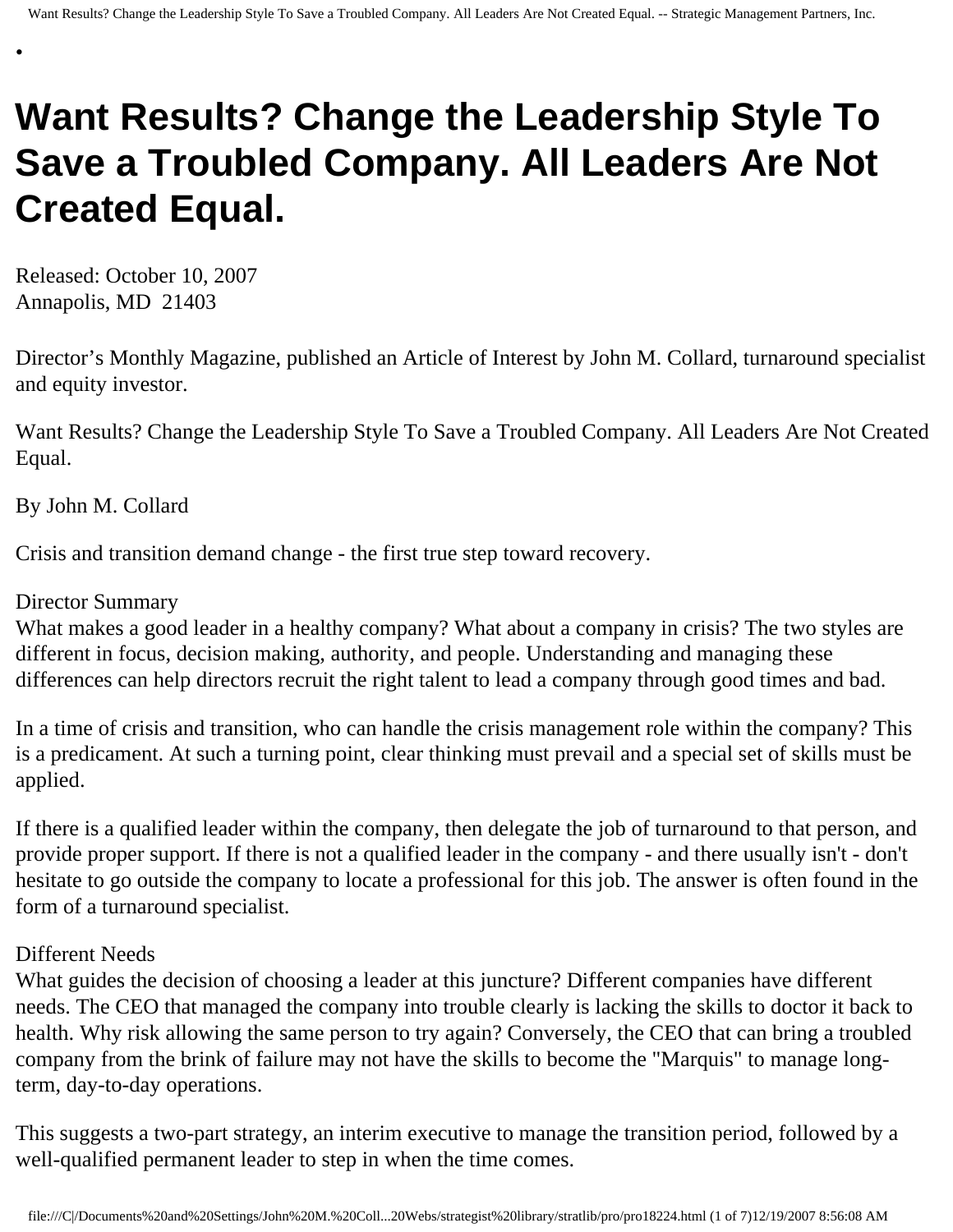# Want Results? Change the Leadership Style To Save a Troubled Company. All Leaders Are Not Created Equal.

Released: October 10, 2007
Annapolis, MD 21403

Director's Monthly Magazine, published an Article of Interest by John M. Collard, turnaround specialist and equity investor.

Want Results? Change the Leadership Style To Save a Troubled Company. All Leaders Are Not Created Equal.

By John M. Collard

Crisis and transition demand change - the first true step toward recovery.

Director Summary
What makes a good leader in a healthy company? What about a company in crisis? The two styles are different in focus, decision making, authority, and people. Understanding and managing these differences can help directors recruit the right talent to lead a company through good times and bad.

In a time of crisis and transition, who can handle the crisis management role within the company? This is a predicament. At such a turning point, clear thinking must prevail and a special set of skills must be applied.

If there is a qualified leader within the company, then delegate the job of turnaround to that person, and provide proper support. If there is not a qualified leader in the company - and there usually isn't - don't hesitate to go outside the company to locate a professional for this job. The answer is often found in the form of a turnaround specialist.

Different Needs
What guides the decision of choosing a leader at this juncture? Different companies have different needs. The CEO that managed the company into trouble clearly is lacking the skills to doctor it back to health. Why risk allowing the same person to try again? Conversely, the CEO that can bring a troubled company from the brink of failure may not have the skills to become the "Marquis" to manage long-term, day-to-day operations.

This suggests a two-part strategy, an interim executive to manage the transition period, followed by a well-qualified permanent leader to step in when the time comes.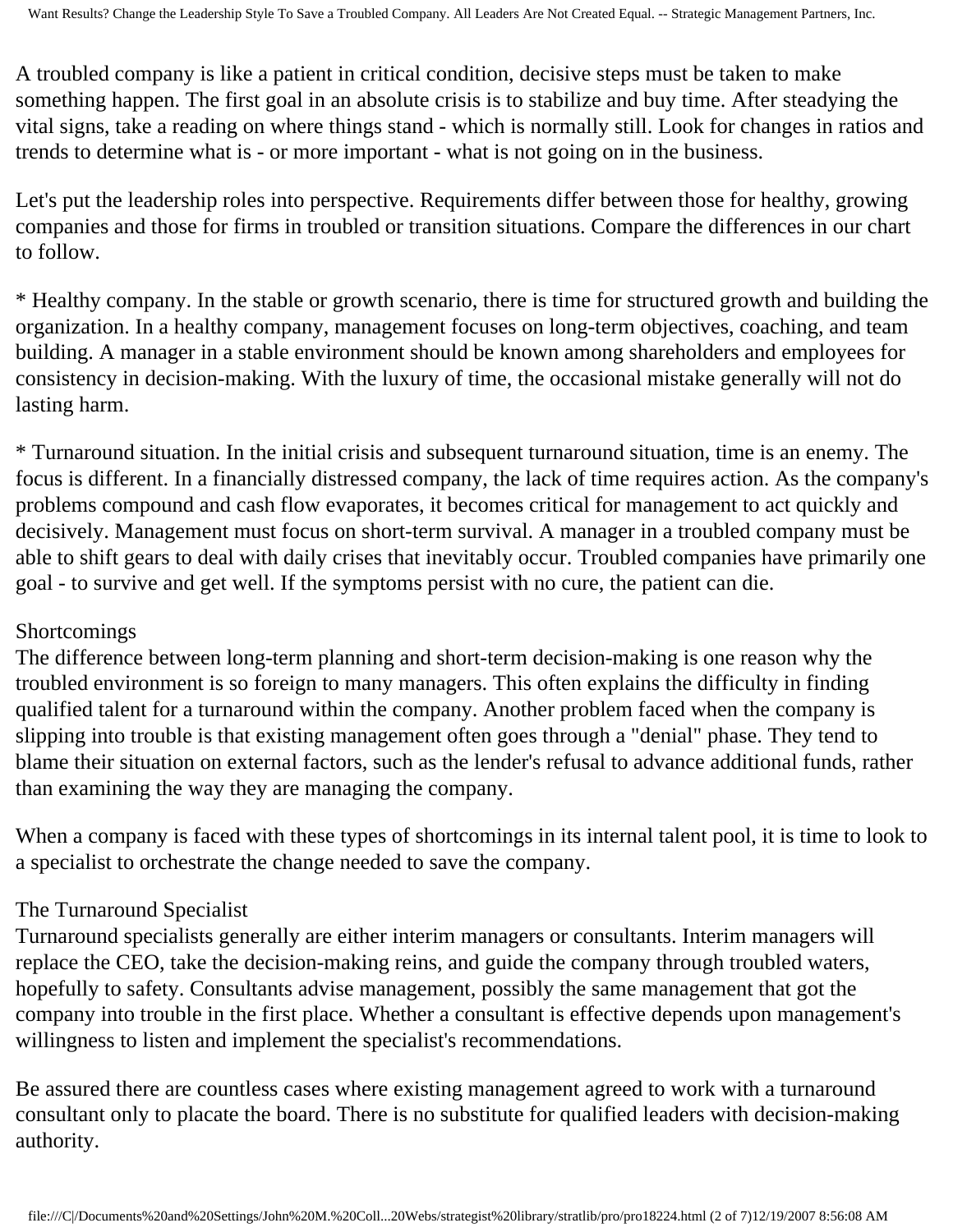A troubled company is like a patient in critical condition, decisive steps must be taken to make something happen. The first goal in an absolute crisis is to stabilize and buy time. After steadying the vital signs, take a reading on where things stand - which is normally still. Look for changes in ratios and trends to determine what is - or more important - what is not going on in the business.

Let's put the leadership roles into perspective. Requirements differ between those for healthy, growing companies and those for firms in troubled or transition situations. Compare the differences in our chart to follow.

* Healthy company. In the stable or growth scenario, there is time for structured growth and building the organization. In a healthy company, management focuses on long-term objectives, coaching, and team building. A manager in a stable environment should be known among shareholders and employees for consistency in decision-making. With the luxury of time, the occasional mistake generally will not do lasting harm.

* Turnaround situation. In the initial crisis and subsequent turnaround situation, time is an enemy. The focus is different. In a financially distressed company, the lack of time requires action. As the company's problems compound and cash flow evaporates, it becomes critical for management to act quickly and decisively. Management must focus on short-term survival. A manager in a troubled company must be able to shift gears to deal with daily crises that inevitably occur. Troubled companies have primarily one goal - to survive and get well. If the symptoms persist with no cure, the patient can die.

## Shortcomings

The difference between long-term planning and short-term decision-making is one reason why the troubled environment is so foreign to many managers. This often explains the difficulty in finding qualified talent for a turnaround within the company. Another problem faced when the company is slipping into trouble is that existing management often goes through a "denial" phase. They tend to blame their situation on external factors, such as the lender's refusal to advance additional funds, rather than examining the way they are managing the company.

When a company is faced with these types of shortcomings in its internal talent pool, it is time to look to a specialist to orchestrate the change needed to save the company.

## The Turnaround Specialist

Turnaround specialists generally are either interim managers or consultants. Interim managers will replace the CEO, take the decision-making reins, and guide the company through troubled waters, hopefully to safety. Consultants advise management, possibly the same management that got the company into trouble in the first place. Whether a consultant is effective depends upon management's willingness to listen and implement the specialist's recommendations.

Be assured there are countless cases where existing management agreed to work with a turnaround consultant only to placate the board. There is no substitute for qualified leaders with decision-making authority.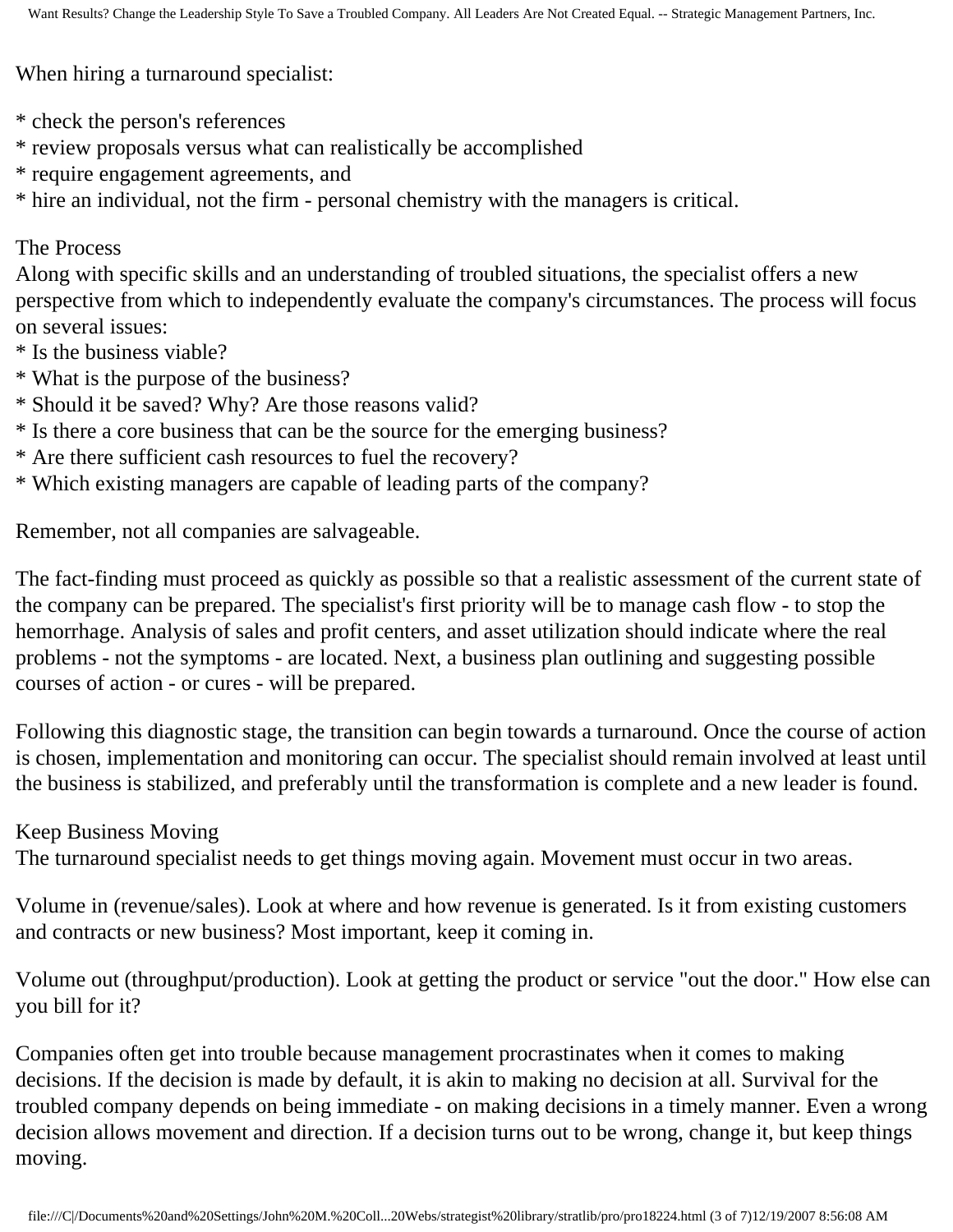When hiring a turnaround specialist:

* check the person's references
* review proposals versus what can realistically be accomplished
* require engagement agreements, and
* hire an individual, not the firm - personal chemistry with the managers is critical.

## The Process

Along with specific skills and an understanding of troubled situations, the specialist offers a new perspective from which to independently evaluate the company's circumstances. The process will focus on several issues:

* Is the business viable?
* What is the purpose of the business?
* Should it be saved? Why? Are those reasons valid?
* Is there a core business that can be the source for the emerging business?
* Are there sufficient cash resources to fuel the recovery?
* Which existing managers are capable of leading parts of the company?

Remember, not all companies are salvageable.

The fact-finding must proceed as quickly as possible so that a realistic assessment of the current state of the company can be prepared. The specialist's first priority will be to manage cash flow - to stop the hemorrhage. Analysis of sales and profit centers, and asset utilization should indicate where the real problems - not the symptoms - are located. Next, a business plan outlining and suggesting possible courses of action - or cures - will be prepared.

Following this diagnostic stage, the transition can begin towards a turnaround. Once the course of action is chosen, implementation and monitoring can occur. The specialist should remain involved at least until the business is stabilized, and preferably until the transformation is complete and a new leader is found.

## Keep Business Moving

The turnaround specialist needs to get things moving again. Movement must occur in two areas.

Volume in (revenue/sales). Look at where and how revenue is generated. Is it from existing customers and contracts or new business? Most important, keep it coming in.

Volume out (throughput/production). Look at getting the product or service "out the door." How else can you bill for it?

Companies often get into trouble because management procrastinates when it comes to making decisions. If the decision is made by default, it is akin to making no decision at all. Survival for the troubled company depends on being immediate - on making decisions in a timely manner. Even a wrong decision allows movement and direction. If a decision turns out to be wrong, change it, but keep things moving.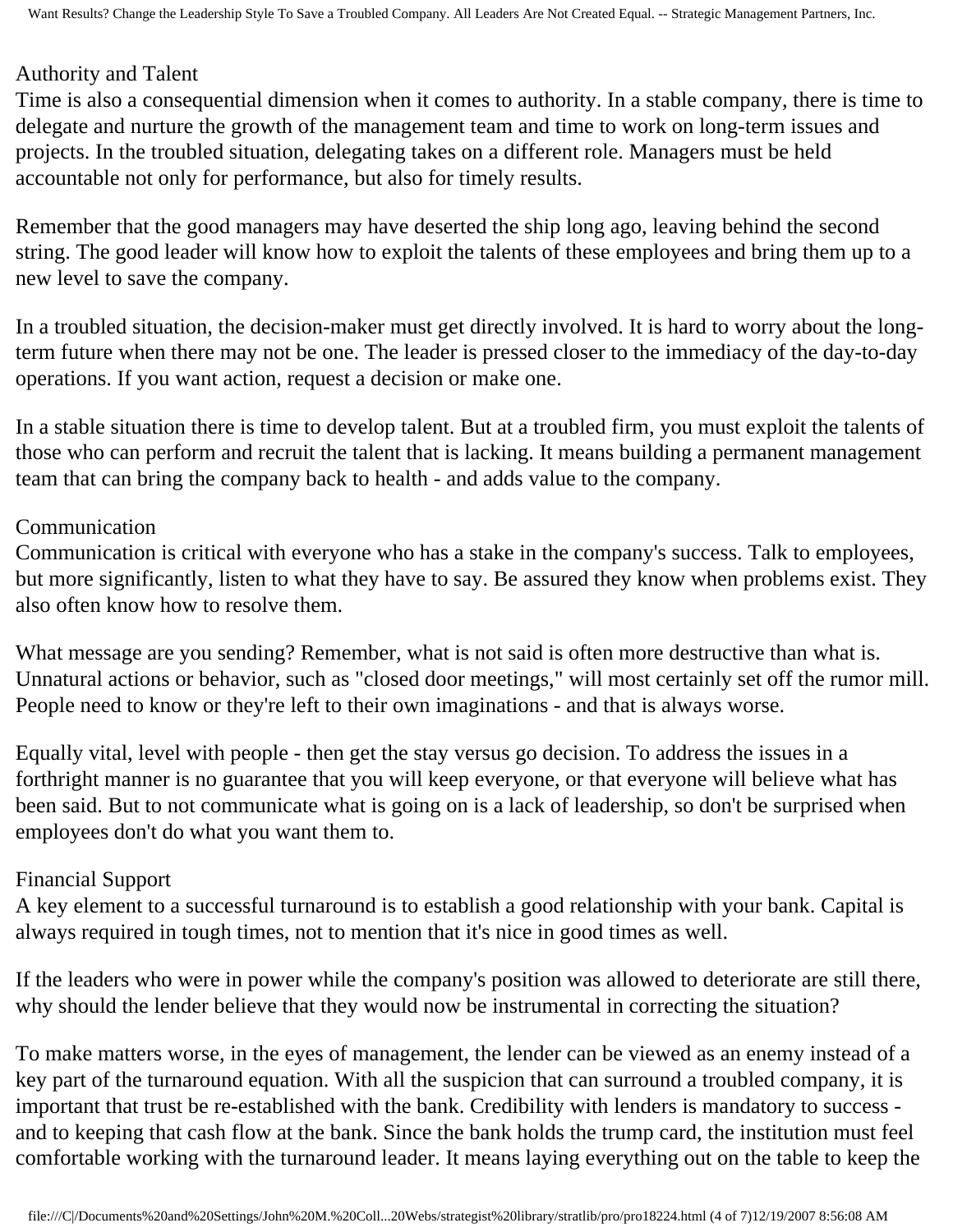## Authority and Talent

Time is also a consequential dimension when it comes to authority. In a stable company, there is time to delegate and nurture the growth of the management team and time to work on long-term issues and projects. In the troubled situation, delegating takes on a different role. Managers must be held accountable not only for performance, but also for timely results.

Remember that the good managers may have deserted the ship long ago, leaving behind the second string. The good leader will know how to exploit the talents of these employees and bring them up to a new level to save the company.

In a troubled situation, the decision-maker must get directly involved. It is hard to worry about the long-term future when there may not be one. The leader is pressed closer to the immediacy of the day-to-day operations. If you want action, request a decision or make one.

In a stable situation there is time to develop talent. But at a troubled firm, you must exploit the talents of those who can perform and recruit the talent that is lacking. It means building a permanent management team that can bring the company back to health - and adds value to the company.

## Communication

Communication is critical with everyone who has a stake in the company's success. Talk to employees, but more significantly, listen to what they have to say. Be assured they know when problems exist. They also often know how to resolve them.

What message are you sending? Remember, what is not said is often more destructive than what is. Unnatural actions or behavior, such as "closed door meetings," will most certainly set off the rumor mill. People need to know or they're left to their own imaginations - and that is always worse.

Equally vital, level with people - then get the stay versus go decision. To address the issues in a forthright manner is no guarantee that you will keep everyone, or that everyone will believe what has been said. But to not communicate what is going on is a lack of leadership, so don't be surprised when employees don't do what you want them to.

## Financial Support

A key element to a successful turnaround is to establish a good relationship with your bank. Capital is always required in tough times, not to mention that it's nice in good times as well.

If the leaders who were in power while the company's position was allowed to deteriorate are still there, why should the lender believe that they would now be instrumental in correcting the situation?

To make matters worse, in the eyes of management, the lender can be viewed as an enemy instead of a key part of the turnaround equation. With all the suspicion that can surround a troubled company, it is important that trust be re-established with the bank. Credibility with lenders is mandatory to success - and to keeping that cash flow at the bank. Since the bank holds the trump card, the institution must feel comfortable working with the turnaround leader. It means laying everything out on the table to keep the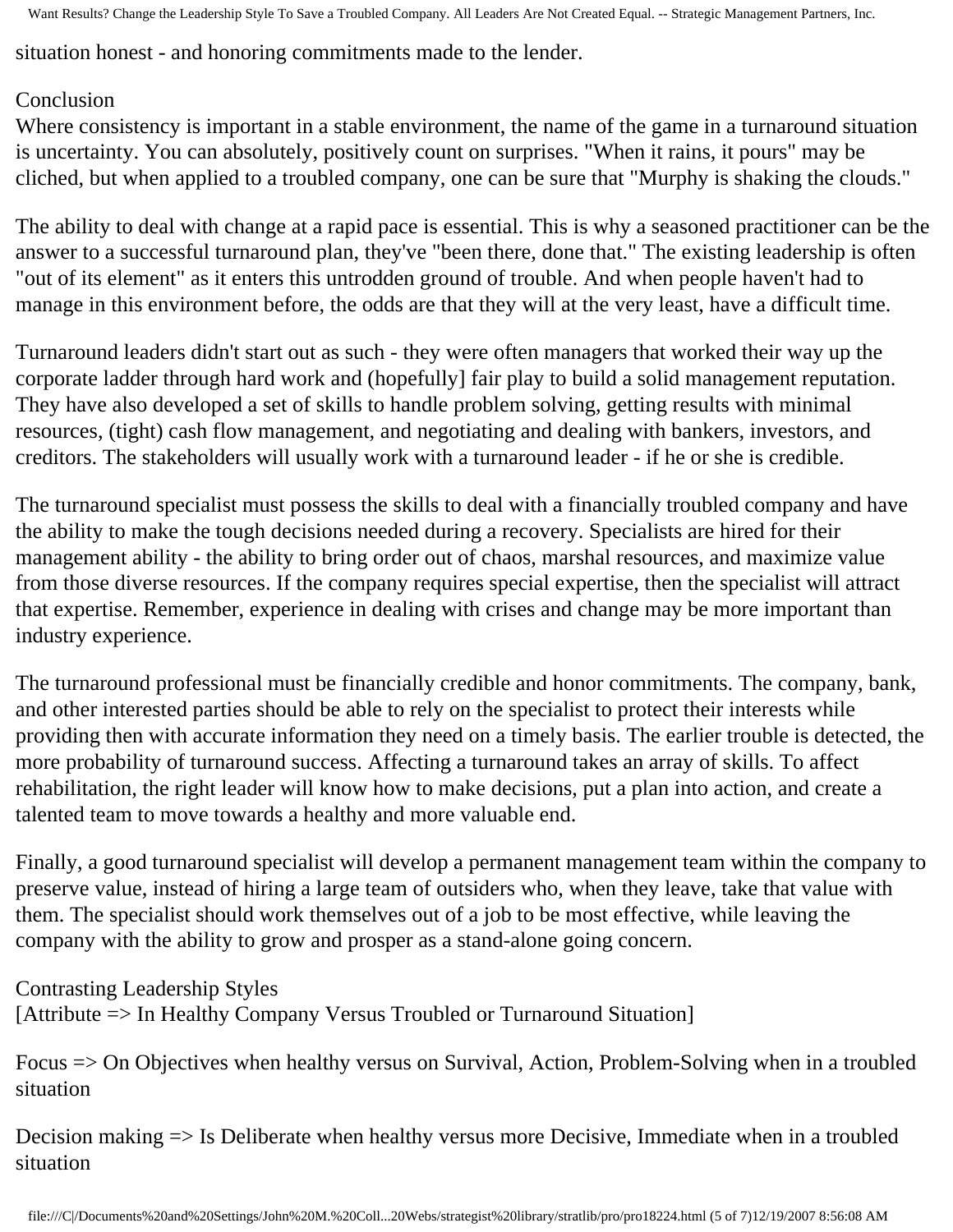situation honest - and honoring commitments made to the lender.

## Conclusion

Where consistency is important in a stable environment, the name of the game in a turnaround situation is uncertainty. You can absolutely, positively count on surprises. "When it rains, it pours" may be cliched, but when applied to a troubled company, one can be sure that "Murphy is shaking the clouds."

The ability to deal with change at a rapid pace is essential. This is why a seasoned practitioner can be the answer to a successful turnaround plan, they've "been there, done that." The existing leadership is often "out of its element" as it enters this untrodden ground of trouble. And when people haven't had to manage in this environment before, the odds are that they will at the very least, have a difficult time.

Turnaround leaders didn't start out as such - they were often managers that worked their way up the corporate ladder through hard work and (hopefully] fair play to build a solid management reputation. They have also developed a set of skills to handle problem solving, getting results with minimal resources, (tight) cash flow management, and negotiating and dealing with bankers, investors, and creditors. The stakeholders will usually work with a turnaround leader - if he or she is credible.

The turnaround specialist must possess the skills to deal with a financially troubled company and have the ability to make the tough decisions needed during a recovery. Specialists are hired for their management ability - the ability to bring order out of chaos, marshal resources, and maximize value from those diverse resources. If the company requires special expertise, then the specialist will attract that expertise. Remember, experience in dealing with crises and change may be more important than industry experience.

The turnaround professional must be financially credible and honor commitments. The company, bank, and other interested parties should be able to rely on the specialist to protect their interests while providing then with accurate information they need on a timely basis. The earlier trouble is detected, the more probability of turnaround success. Affecting a turnaround takes an array of skills. To affect rehabilitation, the right leader will know how to make decisions, put a plan into action, and create a talented team to move towards a healthy and more valuable end.

Finally, a good turnaround specialist will develop a permanent management team within the company to preserve value, instead of hiring a large team of outsiders who, when they leave, take that value with them. The specialist should work themselves out of a job to be most effective, while leaving the company with the ability to grow and prosper as a stand-alone going concern.

## Contrasting Leadership Styles

[Attribute => In Healthy Company Versus Troubled or Turnaround Situation]

Focus => On Objectives when healthy versus on Survival, Action, Problem-Solving when in a troubled situation

Decision making => Is Deliberate when healthy versus more Decisive, Immediate when in a troubled situation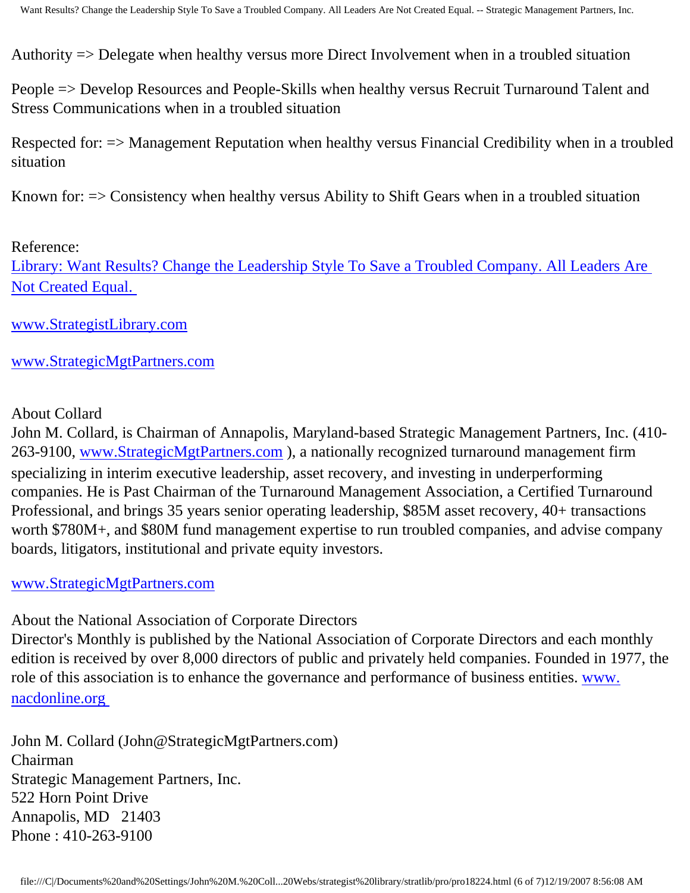Authority => Delegate when healthy versus more Direct Involvement when in a troubled situation

People => Develop Resources and People-Skills when healthy versus Recruit Turnaround Talent and Stress Communications when in a troubled situation

Respected for: => Management Reputation when healthy versus Financial Credibility when in a troubled situation

Known for: => Consistency when healthy versus Ability to Shift Gears when in a troubled situation

Reference:
[Library: Want Results? Change the Leadership Style To Save a Troubled Company. All Leaders Are Not Created Equal.]()

[www.StrategistLibrary.com]()

[www.StrategicMgtPartners.com]()

About Collard
John M. Collard, is Chairman of Annapolis, Maryland-based Strategic Management Partners, Inc. (410-263-9100, [www.StrategicMgtPartners.com]() ), a nationally recognized turnaround management firm specializing in interim executive leadership, asset recovery, and investing in underperforming companies. He is Past Chairman of the Turnaround Management Association, a Certified Turnaround Professional, and brings 35 years senior operating leadership, $85M asset recovery, 40+ transactions worth $780M+, and $80M fund management expertise to run troubled companies, and advise company boards, litigators, institutional and private equity investors.

[www.StrategicMgtPartners.com]()

About the National Association of Corporate Directors
Director's Monthly is published by the National Association of Corporate Directors and each monthly edition is received by over 8,000 directors of public and privately held companies. Founded in 1977, the role of this association is to enhance the governance and performance of business entities. [www.nacdonline.org]()

John M. Collard (John@StrategicMgtPartners.com)
Chairman
Strategic Management Partners, Inc.
522 Horn Point Drive
Annapolis, MD 21403
Phone : 410-263-9100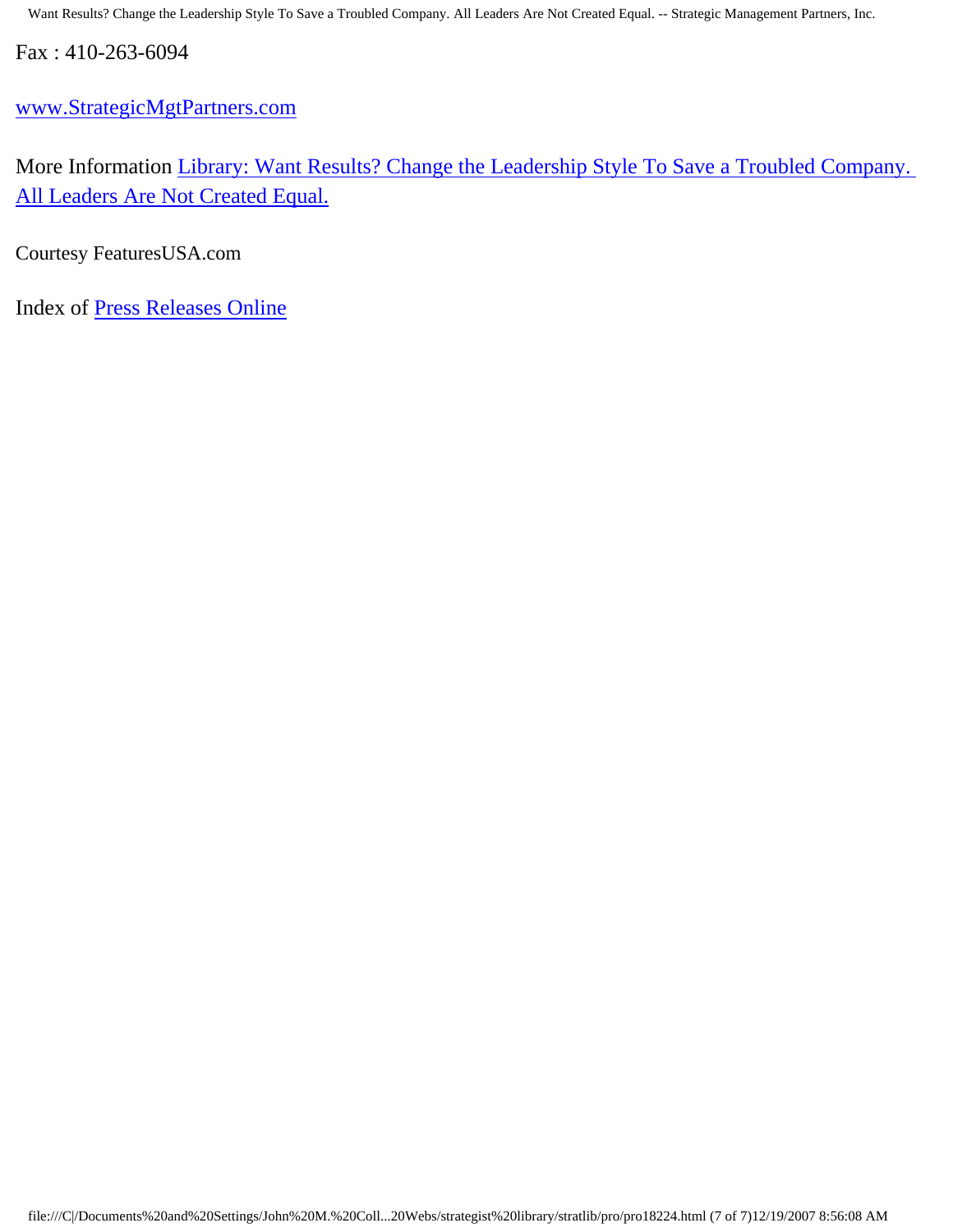Fax : 410-263-6094

[www.StrategicMgtPartners.com](www.StrategicMgtPartners.com)

More Information [Library: Want Results? Change the Leadership Style To Save a Troubled Company. All Leaders Are Not Created Equal.]()

Courtesy FeaturesUSA.com

Index of [Press Releases Online]()